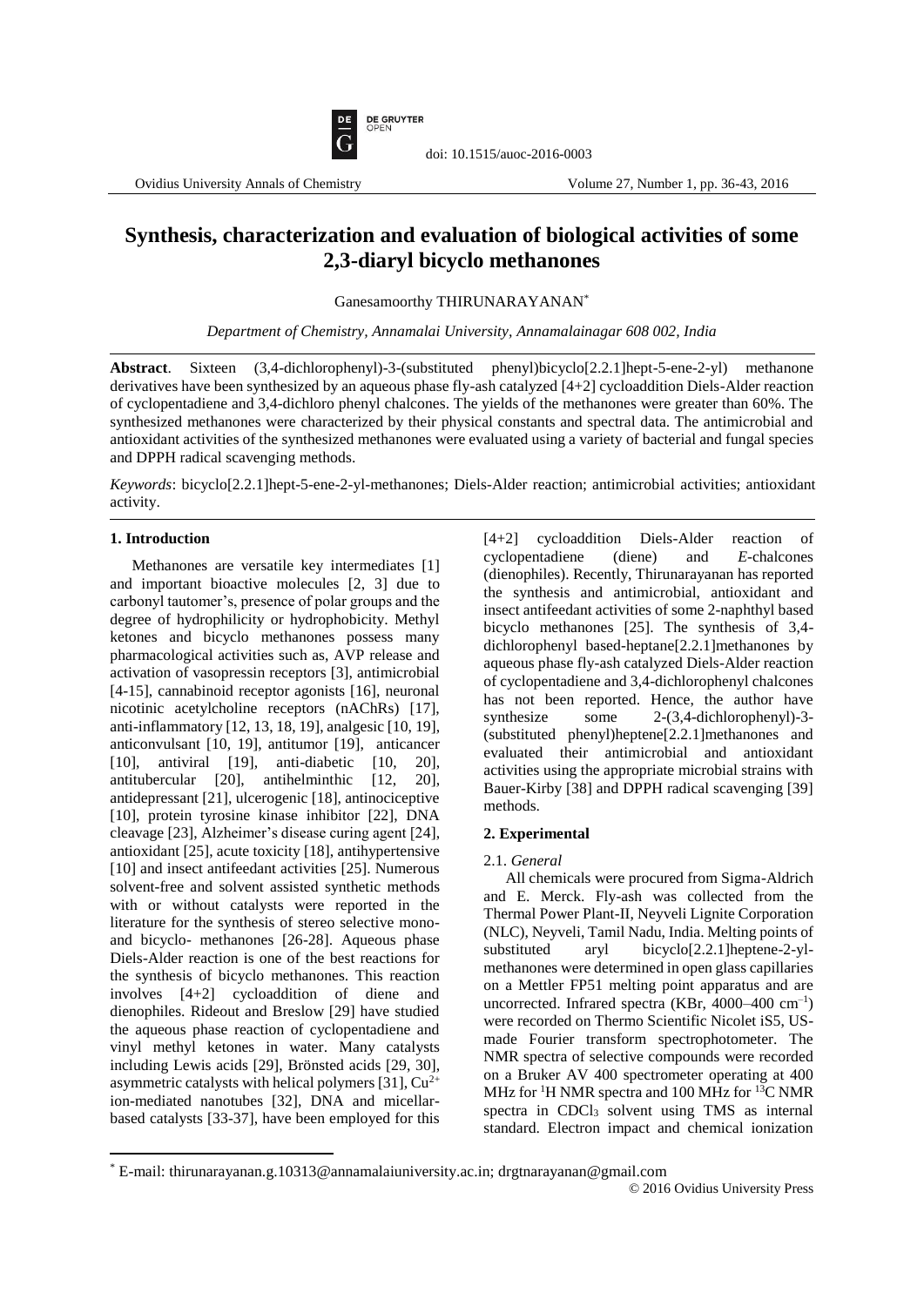# Synthesis, characterization and evaluation of biological activities of some 2,3-diaryl bicyclo methanones

Ganesamoorthy THIRUNARAYANAN*

*Department of Chemistry, Annamalai University, Annamalainagar 608 002, India*

**Abstract**. Sixteen (3,4-dichlorophenyl)-3-(substituted phenyl)bicyclo[2.2.1]hept-5-ene-2-yl) methanone derivatives have been synthesized by an aqueous phase fly-ash catalyzed [4+2] cycloaddition Diels-Alder reaction of cyclopentadiene and 3,4-dichloro phenyl chalcones. The yields of the methanones were greater than 60%. The synthesized methanones were characterized by their physical constants and spectral data. The antimicrobial and antioxidant activities of the synthesized methanones were evaluated using a variety of bacterial and fungal species and DPPH radical scavenging methods.

*Keywords*: bicyclo[2.2.1]hept-5-ene-2-yl-methanones; Diels-Alder reaction; antimicrobial activities; antioxidant activity.

## 1. Introduction

Methanones are versatile key intermediates [1] and important bioactive molecules [2, 3] due to carbonyl tautomer's, presence of polar groups and the degree of hydrophilicity or hydrophobicity. Methyl ketones and bicyclo methanones possess many pharmacological activities such as, AVP release and activation of vasopressin receptors [3], antimicrobial [4-15], cannabinoid receptor agonists [16], neuronal nicotinic acetylcholine receptors (nAChRs) [17], anti-inflammatory [12, 13, 18, 19], analgesic [10, 19], anticonvulsant [10, 19], antitumor [19], anticancer [10], antiviral [19], anti-diabetic [10, 20], antitubercular [20], antihelminthic [12, 20], antidepressant [21], ulcerogenic [18], antinociceptive [10], protein tyrosine kinase inhibitor [22], DNA cleavage [23], Alzheimer's disease curing agent [24], antioxidant [25], acute toxicity [18], antihypertensive [10] and insect antifeedant activities [25]. Numerous solvent-free and solvent assisted synthetic methods with or without catalysts were reported in the literature for the synthesis of stereo selective mono- and bicyclo- methanones [26-28]. Aqueous phase Diels-Alder reaction is one of the best reactions for the synthesis of bicyclo methanones. This reaction involves [4+2] cycloaddition of diene and dienophiles. Rideout and Breslow [29] have studied the aqueous phase reaction of cyclopentadiene and vinyl methyl ketones in water. Many catalysts including Lewis acids [29], Brönsted acids [29, 30], asymmetric catalysts with helical polymers [31], $Cu^{2+}$ ion-mediated nanotubes [32], DNA and micellar-based catalysts [33-37], have been employed for this [4+2] cycloaddition Diels-Alder reaction of cyclopentadiene (diene) and *E*-chalcones (dienophiles). Recently, Thirunarayanan has reported the synthesis and antimicrobial, antioxidant and insect antifeedant activities of some 2-naphthyl based bicyclo methanones [25]. The synthesis of 3,4-dichlorophenyl based-heptane[2.2.1]methanones by aqueous phase fly-ash catalyzed Diels-Alder reaction of cyclopentadiene and 3,4-dichlorophenyl chalcones has not been reported. Hence, the author have synthesize some 2-(3,4-dichlorophenyl)-3-(substituted phenyl)heptene[2.2.1]methanones and evaluated their antimicrobial and antioxidant activities using the appropriate microbial strains with Bauer-Kirby [38] and DPPH radical scavenging [39] methods.

## 2. Experimental

### 2.1. *General*

All chemicals were procured from Sigma-Aldrich and E. Merck. Fly-ash was collected from the Thermal Power Plant-II, Neyveli Lignite Corporation (NLC), Neyveli, Tamil Nadu, India. Melting points of substituted aryl bicyclo[2.2.1]heptene-2-yl-methanones were determined in open glass capillaries on a Mettler FP51 melting point apparatus and are uncorrected. Infrared spectra (KBr, 4000–400 $cm^{-1}$) were recorded on Thermo Scientific Nicolet iS5, US-made Fourier transform spectrophotometer. The NMR spectra of selective compounds were recorded on a Bruker AV 400 spectrometer operating at 400 MHz for $^{1}H$ NMR spectra and 100 MHz for $^{13}C$ NMR spectra in $CDCl_3$ solvent using TMS as internal standard. Electron impact and chemical ionization

---

* E-mail: thirunarayanan.g.10313@annamalaiuniversity.ac.in; drgtnarayanan@gmail.com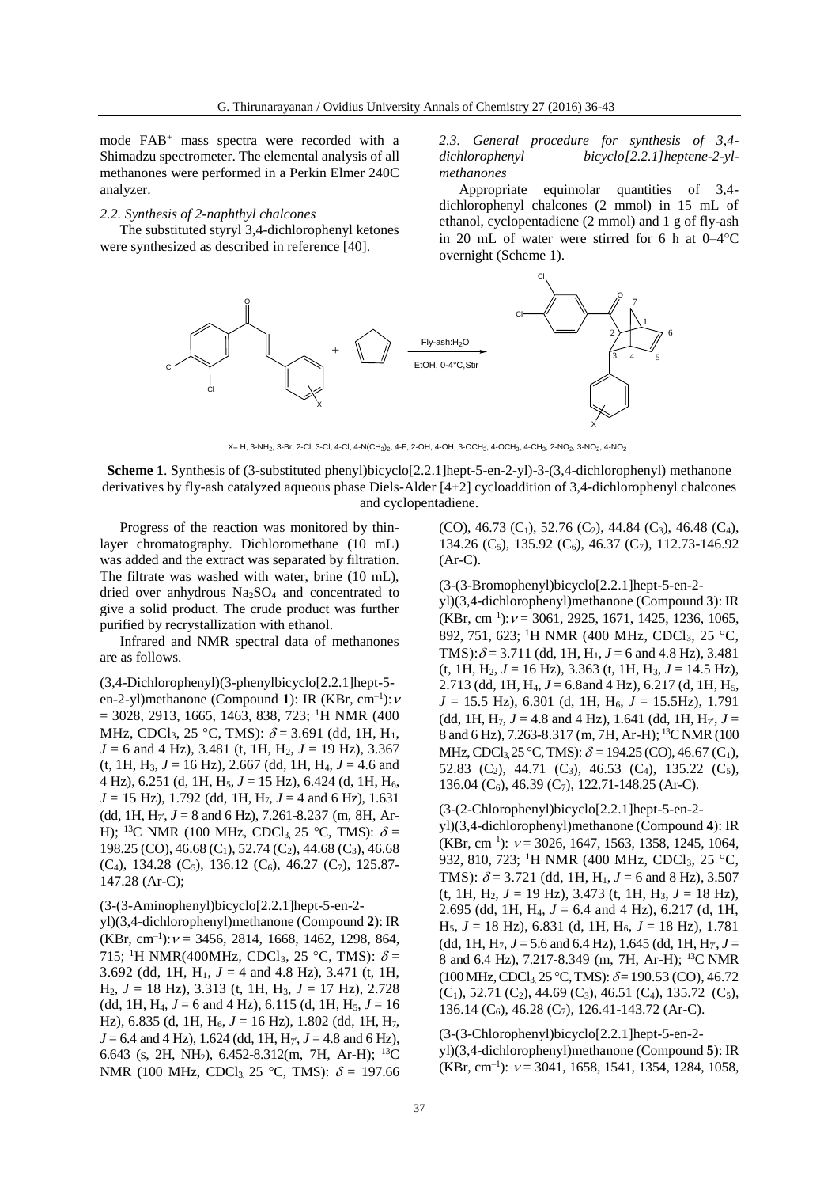mode FAB$^+$ mass spectra were recorded with a Shimadzu spectrometer. The elemental analysis of all methanones were performed in a Perkin Elmer 240C analyzer.

### 2.2. Synthesis of 2-naphthyl chalcones

The substituted styryl 3,4-dichlorophenyl ketones were synthesized as described in reference [40].

### 2.3. General procedure for synthesis of 3,4-dichlorophenyl bicyclo[2.2.1]heptene-2-yl-methanones

Appropriate equimolar quantities of 3,4-dichlorophenyl chalcones (2 mmol) in 15 mL of ethanol, cyclopentadiene (2 mmol) and 1 g of fly-ash in 20 mL of water were stirred for 6 h at 0–4°C overnight (Scheme 1).

X= H, 3-$NH_2$, 3-Br, 2-Cl, 3-Cl, 4-Cl, 4-$N(CH_3)_2$, 4-F, 2-OH, 4-OH, 3-$OCH_3$, 4-$OCH_3$, 4-$CH_3$, 2-$NO_2$, 3-$NO_2$, 4-$NO_2$

**Scheme 1**. Synthesis of (3-substituted phenyl)bicyclo[2.2.1]hept-5-en-2-yl)-3-(3,4-dichlorophenyl) methanone derivatives by fly-ash catalyzed aqueous phase Diels-Alder [4+2] cycloaddition of 3,4-dichlorophenyl chalcones and cyclopentadiene.

Progress of the reaction was monitored by thin-layer chromatography. Dichloromethane (10 mL) was added and the extract was separated by filtration. The filtrate was washed with water, brine (10 mL), dried over anhydrous $Na_2SO_4$ and concentrated to give a solid product. The crude product was further purified by recrystallization with ethanol.

Infrared and NMR spectral data of methanones are as follows.

(3,4-Dichlorophenyl)(3-phenylbicyclo[2.2.1]hept-5-en-2-yl)methanone (Compound **1**): IR (KBr, cm$^{-1}$): $\nu$ = 3028, 2913, 1665, 1463, 838, 723; $^1$H NMR (400 MHz, $CDCl_3$, 25 °C, TMS): $\delta$ = 3.691 (dd, 1H, $H_1$, $J$ = 6 and 4 Hz), 3.481 (t, 1H, $H_2$, $J$ = 19 Hz), 3.367 (t, 1H, $H_3$, $J$ = 16 Hz), 2.667 (dd, 1H, $H_4$, $J$ = 4.6 and 4 Hz), 6.251 (d, 1H, $H_5$, $J$ = 15 Hz), 6.424 (d, 1H, $H_6$, $J$ = 15 Hz), 1.792 (dd, 1H, $H_7$, $J$ = 4 and 6 Hz), 1.631 (dd, 1H, $H_{7'}$, $J$ = 8 and 6 Hz), 7.261-8.237 (m, 8H, Ar-H); $^{13}$C NMR (100 MHz, $CDCl_3$, 25 °C, TMS): $\delta$ = 198.25 (CO), 46.68 ($C_1$), 52.74 ($C_2$), 44.68 ($C_3$), 46.68 ($C_4$), 134.28 ($C_5$), 136.12 ($C_6$), 46.27 ($C_7$), 125.87-147.28 (Ar-C);

(3-(3-Aminophenyl)bicyclo[2.2.1]hept-5-en-2-yl)(3,4-dichlorophenyl)methanone (Compound **2**): IR (KBr, cm$^{-1}$): $\nu$ = 3456, 2814, 1668, 1462, 1298, 864, 715; $^1$H NMR(400MHz, $CDCl_3$, 25 °C, TMS): $\delta$ = 3.692 (dd, 1H, $H_1$, $J$ = 4 and 4.8 Hz), 3.471 (t, 1H, $H_2$, $J$ = 18 Hz), 3.313 (t, 1H, $H_3$, $J$ = 17 Hz), 2.728 (dd, 1H, $H_4$, $J$ = 6 and 4 Hz), 6.115 (d, 1H, $H_5$, $J$ = 16 Hz), 6.835 (d, 1H, $H_6$, $J$ = 16 Hz), 1.802 (dd, 1H, $H_7$, $J$ = 6.4 and 4 Hz), 1.624 (dd, 1H, $H_{7'}$, $J$ = 4.8 and 6 Hz), 6.643 (s, 2H, $NH_2$), 6.452-8.312(m, 7H, Ar-H); $^{13}$C NMR (100 MHz, $CDCl_3$, 25 °C, TMS): $\delta$ = 197.66 (CO), 46.73 ($C_1$), 52.76 ($C_2$), 44.84 ($C_3$), 46.48 ($C_4$), 134.26 ($C_5$), 135.92 ($C_6$), 46.37 ($C_7$), 112.73-146.92 (Ar-C).

(3-(3-Bromophenyl)bicyclo[2.2.1]hept-5-en-2-yl)(3,4-dichlorophenyl)methanone (Compound **3**): IR (KBr, cm$^{-1}$): $\nu$ = 3061, 2925, 1671, 1425, 1236, 1065, 892, 751, 623; $^1$H NMR (400 MHz, $CDCl_3$, 25 °C, TMS): $\delta$ = 3.711 (dd, 1H, $H_1$, $J$ = 6 and 4.8 Hz), 3.481 (t, 1H, $H_2$, $J$ = 16 Hz), 3.363 (t, 1H, $H_3$, $J$ = 14.5 Hz), 2.713 (dd, 1H, $H_4$, $J$ = 6.8and 4 Hz), 6.217 (d, 1H, $H_5$, $J$ = 15.5 Hz), 6.301 (d, 1H, $H_6$, $J$ = 15.5Hz), 1.791 (dd, 1H, $H_7$, $J$ = 4.8 and 4 Hz), 1.641 (dd, 1H, $H_{7'}$, $J$ = 8 and 6 Hz), 7.263-8.317 (m, 7H, Ar-H); $^{13}$C NMR (100 MHz, $CDCl_3$, 25 °C, TMS): $\delta$ = 194.25 (CO), 46.67 ($C_1$), 52.83 ($C_2$), 44.71 ($C_3$), 46.53 ($C_4$), 135.22 ($C_5$), 136.04 ($C_6$), 46.39 ($C_7$), 122.71-148.25 (Ar-C).

(3-(2-Chlorophenyl)bicyclo[2.2.1]hept-5-en-2-yl)(3,4-dichlorophenyl)methanone (Compound **4**): IR (KBr, cm$^{-1}$): $\nu$ = 3026, 1647, 1563, 1358, 1245, 1064, 932, 810, 723; $^1$H NMR (400 MHz, $CDCl_3$, 25 °C, TMS): $\delta$ = 3.721 (dd, 1H, $H_1$, $J$ = 6 and 8 Hz), 3.507 (t, 1H, $H_2$, $J$ = 19 Hz), 3.473 (t, 1H, $H_3$, $J$ = 18 Hz), 2.695 (dd, 1H, $H_4$, $J$ = 6.4 and 4 Hz), 6.217 (d, 1H, $H_5$, $J$ = 18 Hz), 6.831 (d, 1H, $H_6$, $J$ = 18 Hz), 1.781 (dd, 1H, $H_7$, $J$ = 5.6 and 6.4 Hz), 1.645 (dd, 1H, $H_{7'}$, $J$ = 8 and 6.4 Hz), 7.217-8.349 (m, 7H, Ar-H); $^{13}$C NMR (100 MHz, $CDCl_3$, 25 °C, TMS): $\delta$= 190.53 (CO), 46.72 ($C_1$), 52.71 ($C_2$), 44.69 ($C_3$), 46.51 ($C_4$), 135.72 ($C_5$), 136.14 ($C_6$), 46.28 ($C_7$), 126.41-143.72 (Ar-C).

(3-(3-Chlorophenyl)bicyclo[2.2.1]hept-5-en-2-yl)(3,4-dichlorophenyl)methanone (Compound **5**): IR (KBr, cm$^{-1}$): $\nu$ = 3041, 1658, 1541, 1354, 1284, 1058,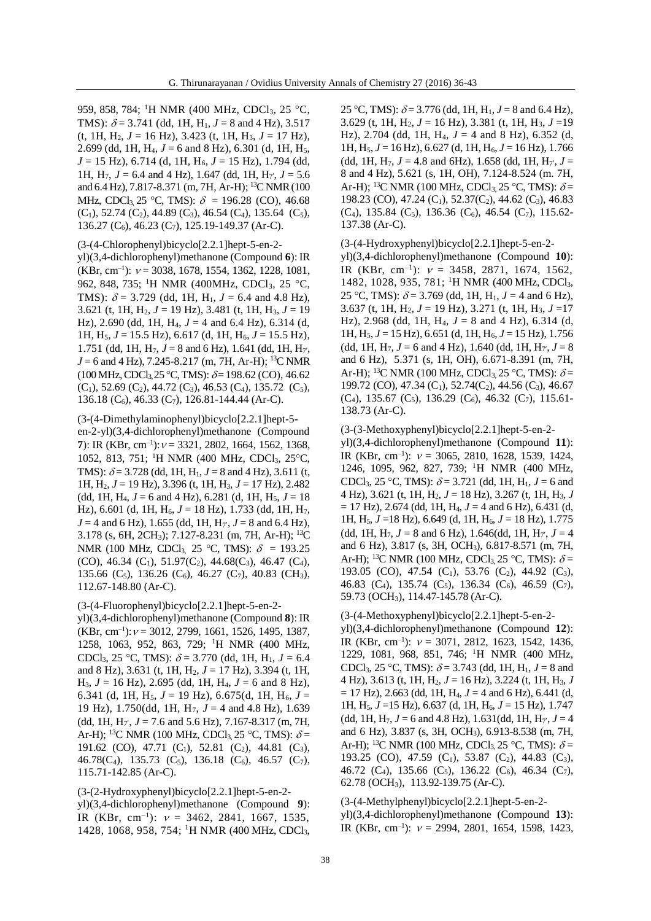959, 858, 784; $^1$H NMR (400 MHz, $CDCl_3$, 25 °C, TMS): $\delta$ = 3.741 (dd, 1H, $H_1$, $J$ = 8 and 4 Hz), 3.517 (t, 1H, $H_2$, $J$ = 16 Hz), 3.423 (t, 1H, $H_3$, $J$ = 17 Hz), 2.699 (dd, 1H, $H_4$, $J$ = 6 and 8 Hz), 6.301 (d, 1H, $H_5$, $J$ = 15 Hz), 6.714 (d, 1H, $H_6$, $J$ = 15 Hz), 1.794 (dd, 1H, $H_7$, $J$ = 6.4 and 4 Hz), 1.647 (dd, 1H, $H_{7'}$, $J$ = 5.6 and 6.4 Hz), 7.817-8.371 (m, 7H, Ar-H); $^{13}$C NMR (100 MHz, $CDCl_3$, 25 °C, TMS): $\delta$ = 196.28 (CO), 46.68 ($C_1$), 52.74 ($C_2$), 44.89 ($C_3$), 46.54 ($C_4$), 135.64 ($C_5$), 136.27 ($C_6$), 46.23 ($C_7$), 125.19-149.37 (Ar-C).

(3-(4-Chlorophenyl)bicyclo[2.2.1]hept-5-en-2-yl)(3,4-dichlorophenyl)methanone (Compound **6**): IR (KBr, cm$^{-1}$): $\nu$ = 3038, 1678, 1554, 1362, 1228, 1081, 962, 848, 735; $^1$H NMR (400MHz, $CDCl_3$, 25 °C, TMS): $\delta$ = 3.729 (dd, 1H, $H_1$, $J$ = 6.4 and 4.8 Hz), 3.621 (t, 1H, $H_2$, $J$ = 19 Hz), 3.481 (t, 1H, $H_3$, $J$ = 19 Hz), 2.690 (dd, 1H, $H_4$, $J$ = 4 and 6.4 Hz), 6.314 (d, 1H, $H_5$, $J$ = 15.5 Hz), 6.617 (d, 1H, $H_6$, $J$ = 15.5 Hz), 1.751 (dd, 1H, $H_7$, $J$ = 8 and 6 Hz), 1.641 (dd, 1H, $H_{7'}$, $J$ = 6 and 4 Hz), 7.245-8.217 (m, 7H, Ar-H); $^{13}$C NMR (100 MHz, $CDCl_3$, 25 °C, TMS): $\delta$ = 198.62 (CO), 46.62 ($C_1$), 52.69 ($C_2$), 44.72 ($C_3$), 46.53 ($C_4$), 135.72 ($C_5$), 136.18 ($C_6$), 46.33 ($C_7$), 126.81-144.44 (Ar-C).

(3-(4-Dimethylaminophenyl)bicyclo[2.2.1]hept-5-en-2-yl)(3,4-dichlorophenyl)methanone (Compound **7**): IR (KBr, cm$^{-1}$): $\nu$ = 3321, 2802, 1664, 1562, 1368, 1052, 813, 751; $^1$H NMR (400 MHz, $CDCl_3$, 25°C, TMS): $\delta$ = 3.728 (dd, 1H, $H_1$, $J$ = 8 and 4 Hz), 3.611 (t, 1H, $H_2$, $J$ = 19 Hz), 3.396 (t, 1H, $H_3$, $J$ = 17 Hz), 2.482 (dd, 1H, $H_4$, $J$ = 6 and 4 Hz), 6.281 (d, 1H, $H_5$, $J$ = 18 Hz), 6.601 (d, 1H, $H_6$, $J$ = 18 Hz), 1.733 (dd, 1H, $H_7$, $J$ = 4 and 6 Hz), 1.655 (dd, 1H, $H_{7'}$, $J$ = 8 and 6.4 Hz), 3.178 (s, 6H, 2$CH_3$); 7.127-8.231 (m, 7H, Ar-H); $^{13}$C NMR (100 MHz, $CDCl_3$, 25 °C, TMS): $\delta$ = 193.25 (CO), 46.34 ($C_1$), 51.97($C_2$), 44.68($C_3$), 46.47 ($C_4$), 135.66 ($C_5$), 136.26 ($C_6$), 46.27 ($C_7$), 40.83 ($CH_3$), 112.67-148.80 (Ar-C).

(3-(4-Fluorophenyl)bicyclo[2.2.1]hept-5-en-2-yl)(3,4-dichlorophenyl)methanone (Compound **8**): IR (KBr, cm$^{-1}$): $\nu$ = 3012, 2799, 1661, 1526, 1495, 1387, 1258, 1063, 952, 863, 729; $^1$H NMR (400 MHz, $CDCl_3$, 25 °C, TMS): $\delta$ = 3.770 (dd, 1H, $H_1$, $J$ = 6.4 and 8 Hz), 3.631 (t, 1H, $H_2$, $J$ = 17 Hz), 3.394 (t, 1H, $H_3$, $J$ = 16 Hz), 2.695 (dd, 1H, $H_4$, $J$ = 6 and 8 Hz), 6.341 (d, 1H, $H_5$, $J$ = 19 Hz), 6.675(d, 1H, $H_6$, $J$ = 19 Hz), 1.750(dd, 1H, $H_7$, $J$ = 4 and 4.8 Hz), 1.639 (dd, 1H, $H_{7'}$, $J$ = 7.6 and 5.6 Hz), 7.167-8.317 (m, 7H, Ar-H); $^{13}$C NMR (100 MHz, $CDCl_3$, 25 °C, TMS): $\delta$ = 191.62 (CO), 47.71 ($C_1$), 52.81 ($C_2$), 44.81 ($C_3$), 46.78($C_4$), 135.73 ($C_5$), 136.18 ($C_6$), 46.57 ($C_7$), 115.71-142.85 (Ar-C).

(3-(2-Hydroxyphenyl)bicyclo[2.2.1]hept-5-en-2-yl)(3,4-dichlorophenyl)methanone (Compound **9**): IR (KBr, cm$^{-1}$): $\nu$ = 3462, 2841, 1667, 1535, 1428, 1068, 958, 754; $^1$H NMR (400 MHz, $CDCl_3$, 25 °C, TMS): $\delta$ = 3.776 (dd, 1H, $H_1$, $J$ = 8 and 6.4 Hz), 3.629 (t, 1H, $H_2$, $J$ = 16 Hz), 3.381 (t, 1H, $H_3$, $J$ =19 Hz), 2.704 (dd, 1H, $H_4$, $J$ = 4 and 8 Hz), 6.352 (d, 1H, $H_5$, $J$ = 16 Hz), 6.627 (d, 1H, $H_6$, $J$ = 16 Hz), 1.766 (dd, 1H, $H_7$, $J$ = 4.8 and 6Hz), 1.658 (dd, 1H, $H_{7'}$, $J$ = 8 and 4 Hz), 5.621 (s, 1H, OH), 7.124-8.524 (m. 7H, Ar-H); $^{13}$C NMR (100 MHz, $CDCl_3$, 25 °C, TMS): $\delta$ = 198.23 (CO), 47.24 ($C_1$), 52.37($C_2$), 44.62 ($C_3$), 46.83 ($C_4$), 135.84 ($C_5$), 136.36 ($C_6$), 46.54 ($C_7$), 115.62-137.38 (Ar-C).

(3-(4-Hydroxyphenyl)bicyclo[2.2.1]hept-5-en-2-yl)(3,4-dichlorophenyl)methanone (Compound **10**): IR (KBr, cm$^{-1}$): $\nu$ = 3458, 2871, 1674, 1562, 1482, 1028, 935, 781; $^1$H NMR (400 MHz, $CDCl_3$, 25 °C, TMS): $\delta$ = 3.769 (dd, 1H, $H_1$, $J$ = 4 and 6 Hz), 3.637 (t, 1H, $H_2$, $J$ = 19 Hz), 3.271 (t, 1H, $H_3$, $J$ =17 Hz), 2.968 (dd, 1H, $H_4$, $J$ = 8 and 4 Hz), 6.314 (d, 1H, $H_5$, $J$ = 15 Hz), 6.651 (d, 1H, $H_6$, $J$ = 15 Hz), 1.756 (dd, 1H, $H_7$, $J$ = 6 and 4 Hz), 1.640 (dd, 1H, $H_{7'}$, $J$ = 8 and 6 Hz), 5.371 (s, 1H, OH), 6.671-8.391 (m, 7H, Ar-H); $^{13}$C NMR (100 MHz, $CDCl_3$, 25 °C, TMS): $\delta$ = 199.72 (CO), 47.34 ($C_1$), 52.74($C_2$), 44.56 ($C_3$), 46.67 ($C_4$), 135.67 ($C_5$), 136.29 ($C_6$), 46.32 ($C_7$), 115.61-138.73 (Ar-C).

(3-(3-Methoxyphenyl)bicyclo[2.2.1]hept-5-en-2-yl)(3,4-dichlorophenyl)methanone (Compound **11**): IR (KBr, cm$^{-1}$): $\nu$ = 3065, 2810, 1628, 1539, 1424, 1246, 1095, 962, 827, 739; $^1$H NMR (400 MHz, $CDCl_3$, 25 °C, TMS): $\delta$ = 3.721 (dd, 1H, $H_1$, $J$ = 6 and 4 Hz), 3.621 (t, 1H, $H_2$, $J$ = 18 Hz), 3.267 (t, 1H, $H_3$, $J$ = 17 Hz), 2.674 (dd, 1H, $H_4$, $J$ = 4 and 6 Hz), 6.431 (d, 1H, $H_5$, $J$ =18 Hz), 6.649 (d, 1H, $H_6$, $J$ = 18 Hz), 1.775 (dd, 1H, $H_7$, $J$ = 8 and 6 Hz), 1.646(dd, 1H, $H_{7'}$, $J$ = 4 and 6 Hz), 3.817 (s, 3H, $OCH_3$), 6.817-8.571 (m, 7H, Ar-H); $^{13}$C NMR (100 MHz, $CDCl_3$, 25 °C, TMS): $\delta$ = 193.05 (CO), 47.54 ($C_1$), 53.76 ($C_2$), 44.92 ($C_3$), 46.83 ($C_4$), 135.74 ($C_5$), 136.34 ($C_6$), 46.59 ($C_7$), 59.73 ($OCH_3$), 114.47-145.78 (Ar-C).

(3-(4-Methoxyphenyl)bicyclo[2.2.1]hept-5-en-2-yl)(3,4-dichlorophenyl)methanone (Compound **12**): IR (KBr, cm$^{-1}$): $\nu$ = 3071, 2812, 1623, 1542, 1436, 1229, 1081, 968, 851, 746; $^1$H NMR (400 MHz, $CDCl_3$, 25 °C, TMS): $\delta$ = 3.743 (dd, 1H, $H_1$, $J$ = 8 and 4 Hz), 3.613 (t, 1H, $H_2$, $J$ = 16 Hz), 3.224 (t, 1H, $H_3$, $J$ = 17 Hz), 2.663 (dd, 1H, $H_4$, $J$ = 4 and 6 Hz), 6.441 (d, 1H, $H_5$, $J$ =15 Hz), 6.637 (d, 1H, $H_6$, $J$ = 15 Hz), 1.747 (dd, 1H, $H_7$, $J$ = 6 and 4.8 Hz), 1.631(dd, 1H, $H_{7'}$, $J$ = 4 and 6 Hz), 3.837 (s, 3H, $OCH_3$), 6.913-8.538 (m, 7H, Ar-H); $^{13}$C NMR (100 MHz, $CDCl_3$, 25 °C, TMS): $\delta$ = 193.25 (CO), 47.59 ($C_1$), 53.87 ($C_2$), 44.83 ($C_3$), 46.72 ($C_4$), 135.66 ($C_5$), 136.22 ($C_6$), 46.34 ($C_7$), 62.78 ($OCH_3$), 113.92-139.75 (Ar-C).

(3-(4-Methylphenyl)bicyclo[2.2.1]hept-5-en-2-yl)(3,4-dichlorophenyl)methanone (Compound **13**): IR (KBr, cm$^{-1}$): $\nu$ = 2994, 2801, 1654, 1598, 1423,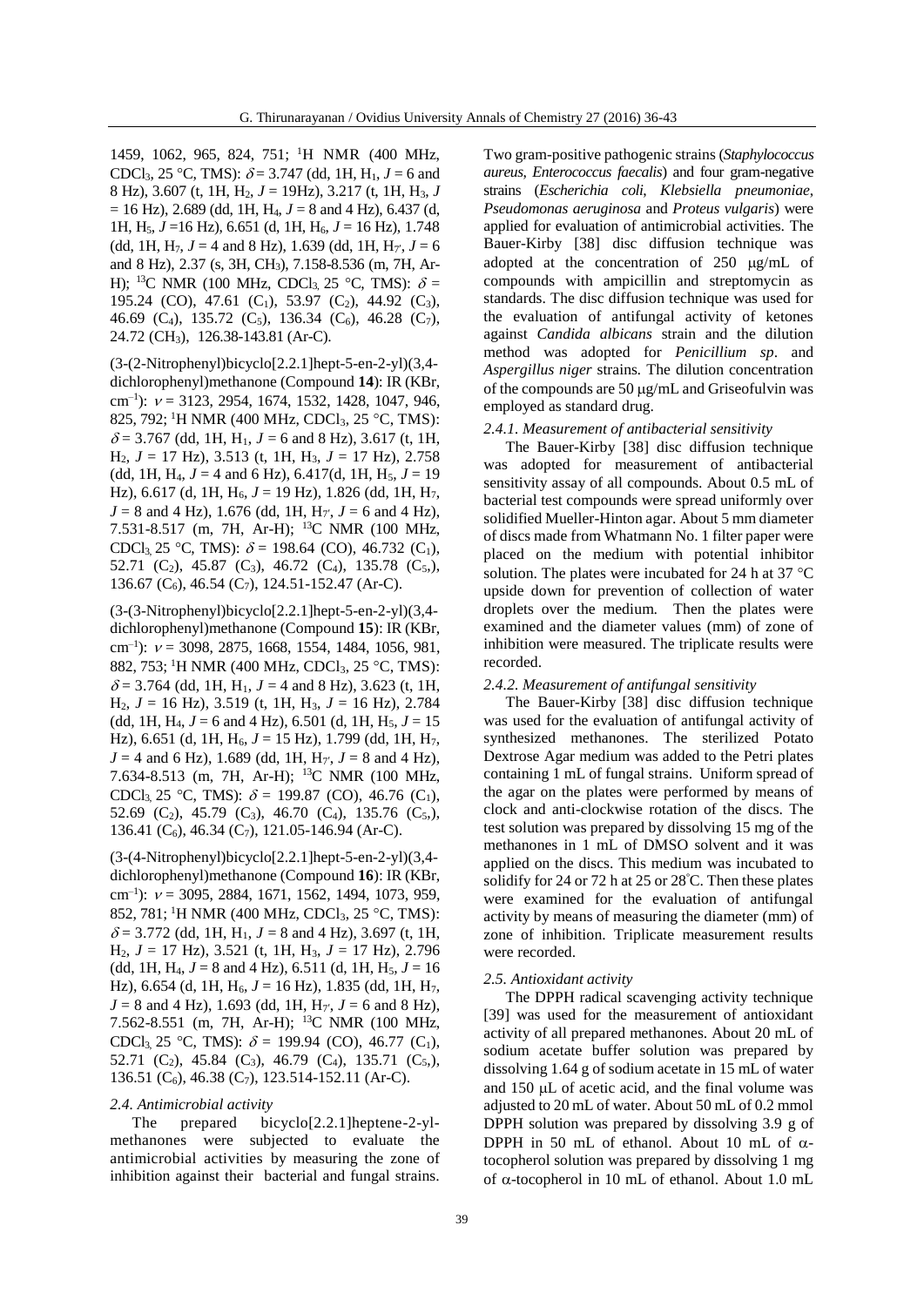1459, 1062, 965, 824, 751; $^{1}$H NMR (400 MHz, $CDCl_3$, 25 °C, TMS): $\delta$ = 3.747 (dd, 1H, $H_1$, $J$ = 6 and 8 Hz), 3.607 (t, 1H, $H_2$, $J$ = 19Hz), 3.217 (t, 1H, $H_3$, $J$ = 16 Hz), 2.689 (dd, 1H, $H_4$, $J$ = 8 and 4 Hz), 6.437 (d, 1H, $H_5$, $J$ =16 Hz), 6.651 (d, 1H, $H_6$, $J$ = 16 Hz), 1.748 (dd, 1H, $H_7$, $J$ = 4 and 8 Hz), 1.639 (dd, 1H, $H_{7'}$, $J$ = 6 and 8 Hz), 2.37 (s, 3H, $CH_3$), 7.158-8.536 (m, 7H, Ar-H); $^{13}$C NMR (100 MHz, $CDCl_3$, 25 °C, TMS): $\delta$ = 195.24 (CO), 47.61 ($C_1$), 53.97 ($C_2$), 44.92 ($C_3$), 46.69 ($C_4$), 135.72 ($C_5$), 136.34 ($C_6$), 46.28 ($C_7$), 24.72 ($CH_3$), 126.38-143.81 (Ar-C).

(3-(2-Nitrophenyl)bicyclo[2.2.1]hept-5-en-2-yl)(3,4-dichlorophenyl)methanone (Compound **14**): IR (KBr, $cm^{-1}$): $\nu$ = 3123, 2954, 1674, 1532, 1428, 1047, 946, 825, 792; $^{1}$H NMR (400 MHz, $CDCl_3$, 25 °C, TMS): $\delta$ = 3.767 (dd, 1H, $H_1$, $J$ = 6 and 8 Hz), 3.617 (t, 1H, $H_2$, $J$ = 17 Hz), 3.513 (t, 1H, $H_3$, $J$ = 17 Hz), 2.758 (dd, 1H, $H_4$, $J$ = 4 and 6 Hz), 6.417(d, 1H, $H_5$, $J$ = 19 Hz), 6.617 (d, 1H, $H_6$, $J$ = 19 Hz), 1.826 (dd, 1H, $H_7$, $J$ = 8 and 4 Hz), 1.676 (dd, 1H, $H_{7'}$, $J$ = 6 and 4 Hz), 7.531-8.517 (m, 7H, Ar-H); $^{13}$C NMR (100 MHz, $CDCl_3$, 25 °C, TMS): $\delta$ = 198.64 (CO), 46.732 ($C_1$), 52.71 ($C_2$), 45.87 ($C_3$), 46.72 ($C_4$), 135.78 ($C_5$), 136.67 ($C_6$), 46.54 ($C_7$), 124.51-152.47 (Ar-C).

(3-(3-Nitrophenyl)bicyclo[2.2.1]hept-5-en-2-yl)(3,4-dichlorophenyl)methanone (Compound **15**): IR (KBr, $cm^{-1}$): $\nu$ = 3098, 2875, 1668, 1554, 1484, 1056, 981, 882, 753; $^{1}$H NMR (400 MHz, $CDCl_3$, 25 °C, TMS): $\delta$ = 3.764 (dd, 1H, $H_1$, $J$ = 4 and 8 Hz), 3.623 (t, 1H, $H_2$, $J$ = 16 Hz), 3.519 (t, 1H, $H_3$, $J$ = 16 Hz), 2.784 (dd, 1H, $H_4$, $J$ = 6 and 4 Hz), 6.501 (d, 1H, $H_5$, $J$ = 15 Hz), 6.651 (d, 1H, $H_6$, $J$ = 15 Hz), 1.799 (dd, 1H, $H_7$, $J$ = 4 and 6 Hz), 1.689 (dd, 1H, $H_{7'}$, $J$ = 8 and 4 Hz), 7.634-8.513 (m, 7H, Ar-H); $^{13}$C NMR (100 MHz, $CDCl_3$, 25 °C, TMS): $\delta$ = 199.87 (CO), 46.76 ($C_1$), 52.69 ($C_2$), 45.79 ($C_3$), 46.70 ($C_4$), 135.76 ($C_5$), 136.41 ($C_6$), 46.34 ($C_7$), 121.05-146.94 (Ar-C).

(3-(4-Nitrophenyl)bicyclo[2.2.1]hept-5-en-2-yl)(3,4-dichlorophenyl)methanone (Compound **16**): IR (KBr, $cm^{-1}$): $\nu$ = 3095, 2884, 1671, 1562, 1494, 1073, 959, 852, 781; $^{1}$H NMR (400 MHz, $CDCl_3$, 25 °C, TMS): $\delta$ = 3.772 (dd, 1H, $H_1$, $J$ = 8 and 4 Hz), 3.697 (t, 1H, $H_2$, $J$ = 17 Hz), 3.521 (t, 1H, $H_3$, $J$ = 17 Hz), 2.796 (dd, 1H, $H_4$, $J$ = 8 and 4 Hz), 6.511 (d, 1H, $H_5$, $J$ = 16 Hz), 6.654 (d, 1H, $H_6$, $J$ = 16 Hz), 1.835 (dd, 1H, $H_7$, $J$ = 8 and 4 Hz), 1.693 (dd, 1H, $H_{7'}$, $J$ = 6 and 8 Hz), 7.562-8.551 (m, 7H, Ar-H); $^{13}$C NMR (100 MHz, $CDCl_3$, 25 °C, TMS): $\delta$ = 199.94 (CO), 46.77 ($C_1$), 52.71 ($C_2$), 45.84 ($C_3$), 46.79 ($C_4$), 135.71 ($C_5$), 136.51 ($C_6$), 46.38 ($C_7$), 123.514-152.11 (Ar-C).

### 2.4. Antimicrobial activity

The prepared bicyclo[2.2.1]heptene-2-yl-methanones were subjected to evaluate the antimicrobial activities by measuring the zone of inhibition against their bacterial and fungal strains. Two gram-positive pathogenic strains (*Staphylococcus aureus*, *Enterococcus faecalis*) and four gram-negative strains (*Escherichia coli*, *Klebsiella pneumoniae*, *Pseudomonas aeruginosa* and *Proteus vulgaris*) were applied for evaluation of antimicrobial activities. The Bauer-Kirby [38] disc diffusion technique was adopted at the concentration of 250 μg/mL of compounds with ampicillin and streptomycin as standards. The disc diffusion technique was used for the evaluation of antifungal activity of ketones against *Candida albicans* strain and the dilution method was adopted for *Penicillium sp*. and *Aspergillus niger* strains. The dilution concentration of the compounds are 50 μg/mL and Griseofulvin was employed as standard drug.

#### 2.4.1. Measurement of antibacterial sensitivity

The Bauer-Kirby [38] disc diffusion technique was adopted for measurement of antibacterial sensitivity assay of all compounds. About 0.5 mL of bacterial test compounds were spread uniformly over solidified Mueller-Hinton agar. About 5 mm diameter of discs made from Whatmann No. 1 filter paper were placed on the medium with potential inhibitor solution. The plates were incubated for 24 h at 37 °C upside down for prevention of collection of water droplets over the medium. Then the plates were examined and the diameter values (mm) of zone of inhibition were measured. The triplicate results were recorded.

#### 2.4.2. Measurement of antifungal sensitivity

The Bauer-Kirby [38] disc diffusion technique was used for the evaluation of antifungal activity of synthesized methanones. The sterilized Potato Dextrose Agar medium was added to the Petri plates containing 1 mL of fungal strains. Uniform spread of the agar on the plates were performed by means of clock and anti-clockwise rotation of the discs. The test solution was prepared by dissolving 15 mg of the methanones in 1 mL of DMSO solvent and it was applied on the discs. This medium was incubated to solidify for 24 or 72 h at 25 or 28°C. Then these plates were examined for the evaluation of antifungal activity by means of measuring the diameter (mm) of zone of inhibition. Triplicate measurement results were recorded.

### 2.5. Antioxidant activity

The DPPH radical scavenging activity technique [39] was used for the measurement of antioxidant activity of all prepared methanones. About 20 mL of sodium acetate buffer solution was prepared by dissolving 1.64 g of sodium acetate in 15 mL of water and 150 μL of acetic acid, and the final volume was adjusted to 20 mL of water. About 50 mL of 0.2 mmol DPPH solution was prepared by dissolving 3.9 g of DPPH in 50 mL of ethanol. About 10 mL of α-tocopherol solution was prepared by dissolving 1 mg of α-tocopherol in 10 mL of ethanol. About 1.0 mL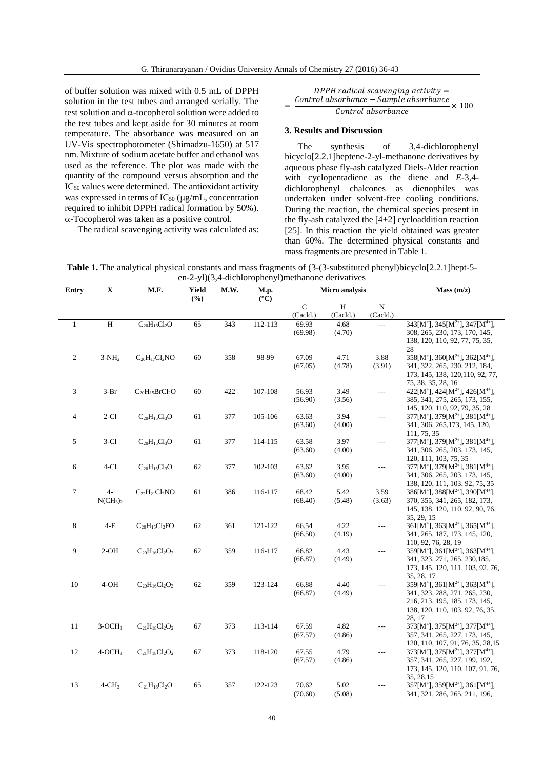of buffer solution was mixed with 0.5 mL of DPPH solution in the test tubes and arranged serially. The test solution and α-tocopherol solution were added to the test tubes and kept aside for 30 minutes at room temperature. The absorbance was measured on an UV-Vis spectrophotometer (Shimadzu-1650) at 517 nm. Mixture of sodium acetate buffer and ethanol was used as the reference. The plot was made with the quantity of the compound versus absorption and the $IC_{50}$ values were determined. The antioxidant activity was expressed in terms of $IC_{50}$ (μg/mL, concentration required to inhibit DPPH radical formation by 50%). α-Tocopherol was taken as a positive control.

The radical scavenging activity was calculated as:

$$DPPH\ radical\ scavenging\ activity = \frac{Control\ absorbance - Sample\ absorbance}{Control\ absorbance} \times 100$$

## 3. Results and Discussion

The synthesis of 3,4-dichlorophenyl bicyclo[2.2.1]heptene-2-yl-methanone derivatives by aqueous phase fly-ash catalyzed Diels-Alder reaction with cyclopentadiene as the diene and *E*-3,4-dichlorophenyl chalcones as dienophiles was undertaken under solvent-free cooling conditions. During the reaction, the chemical species present in the fly-ash catalyzed the [4+2] cycloaddition reaction [25]. In this reaction the yield obtained was greater than 60%. The determined physical constants and mass fragments are presented in Table 1.

**Table 1.** The analytical physical constants and mass fragments of (3-(3-substituted phenyl)bicyclo[2.2.1]hept-5-en-2-yl)(3,4-dichlorophenyl)methanone derivatives

| Entry | X | M.F. | Yield (%) | M.W. | M.p. (°C) | Micro analysis | | | Mass (m/z) |
|---|---|---|---|---|---|---|---|---|---|
| | | | | | | C (Cacld.) | H (Cacld.) | N (Cacld.) | |
| 1 | H | $C_{20}H_{16}Cl_2O$ | 65 | 343 | 112-113 | 69.93 (69.98) | 4.68 (4.70) | --- | 343[M$^+$], 345[M$^{2+}$], 347[M$^{4+}$], 308, 265, 230, 173, 170, 145, 138, 120, 110, 92, 77, 75, 35, 28 |
| 2 | 3-$NH_2$ | $C_{20}H_{17}Cl_2NO$ | 60 | 358 | 98-99 | 67.09 (67.05) | 4.71 (4.78) | 3.88 (3.91) | 358[M$^+$], 360[M$^{2+}$], 362[M$^{4+}$], 341, 322, 265, 230, 212, 184, 173, 145, 138, 120,110, 92, 77, 75, 38, 35, 28, 16 |
| 3 | 3-Br | $C_{20}H_{15}BrCl_2O$ | 60 | 422 | 107-108 | 56.93 (56.90) | 3.49 (3.56) | --- | 422[M$^+$], 424[M$^{2+}$], 426[M$^{4+}$], 385, 341, 275, 265, 173, 155, 145, 120, 110, 92, 79, 35, 28 |
| 4 | 2-Cl | $C_{20}H_{15}Cl_3O$ | 61 | 377 | 105-106 | 63.63 (63.60) | 3.94 (4.00) | --- | 377[M$^+$], 379[M$^{2+}$], 381[M$^{4+}$], 341, 306, 265,173, 145, 120, 111, 75, 35 |
| 5 | 3-Cl | $C_{20}H_{15}Cl_3O$ | 61 | 377 | 114-115 | 63.58 (63.60) | 3.97 (4.00) | --- | 377[M$^+$], 379[M$^{2+}$], 381[M$^{4+}$], 341, 306, 265, 203, 173, 145, 120, 111, 103, 75, 35 |
| 6 | 4-Cl | $C_{20}H_{15}Cl_3O$ | 62 | 377 | 102-103 | 63.62 (63.60) | 3.95 (4.00) | --- | 377[M$^+$], 379[M$^{2+}$], 381[M$^{4+}$], 341, 306, 265, 203, 173, 145, 138, 120, 111, 103, 92, 75, 35 |
| 7 | 4-$N(CH_3)_2$ | $C_{22}H_{21}Cl_2NO$ | 61 | 386 | 116-117 | 68.42 (68.40) | 5.42 (5.48) | 3.59 (3.63) | 386[M$^+$], 388[M$^{2+}$], 390[M$^{4+}$], 370, 355, 341, 265, 182, 173, 145, 138, 120, 110, 92, 90, 76, 35, 29, 15 |
| 8 | 4-F | $C_{20}H_{15}Cl_2FO$ | 62 | 361 | 121-122 | 66.54 (66.50) | 4.22 (4.19) | --- | 361[M$^+$], 363[M$^{2+}$], 365[M$^{4+}$], 341, 265, 187, 173, 145, 120, 110, 92, 76, 28, 19 |
| 9 | 2-OH | $C_{20}H_{16}Cl_2O_2$ | 62 | 359 | 116-117 | 66.82 (66.87) | 4.43 (4.49) | --- | 359[M$^+$], 361[M$^{2+}$], 363[M$^{4+}$], 341, 323, 271, 265, 230,185, 173, 145, 120, 111, 103, 92, 76, 35, 28, 17 |
| 10 | 4-OH | $C_{20}H_{16}Cl_2O_2$ | 62 | 359 | 123-124 | 66.88 (66.87) | 4.40 (4.49) | --- | 359[M$^+$], 361[M$^{2+}$], 363[M$^{4+}$], 341, 323, 288, 271, 265, 230, 216, 213, 195, 185, 173, 145, 138, 120, 110, 103, 92, 76, 35, 28, 17 |
| 11 | 3-$OCH_3$ | $C_{21}H_{18}Cl_2O_2$ | 67 | 373 | 113-114 | 67.59 (67.57) | 4.82 (4.86) | --- | 373[M$^+$], 375[M$^{2+}$], 377[M$^{4+}$], 357, 341, 265, 227, 173, 145, 120, 110, 107, 91, 76, 35, 28,15 |
| 12 | 4-$OCH_3$ | $C_{21}H_{18}Cl_2O_2$ | 67 | 373 | 118-120 | 67.55 (67.57) | 4.79 (4.86) | --- | 373[M$^+$], 375[M$^{2+}$], 377[M$^{4+}$], 357, 341, 265, 227, 199, 192, 173, 145, 120, 110, 107, 91, 76, 35, 28,15 |
| 13 | 4-$CH_3$ | $C_{21}H_{18}Cl_2O$ | 65 | 357 | 122-123 | 70.62 (70.60) | 5.02 (5.08) | --- | 357[M$^+$], 359[M$^{2+}$], 361[M$^{4+}$], 341, 321, 286, 265, 211, 196, |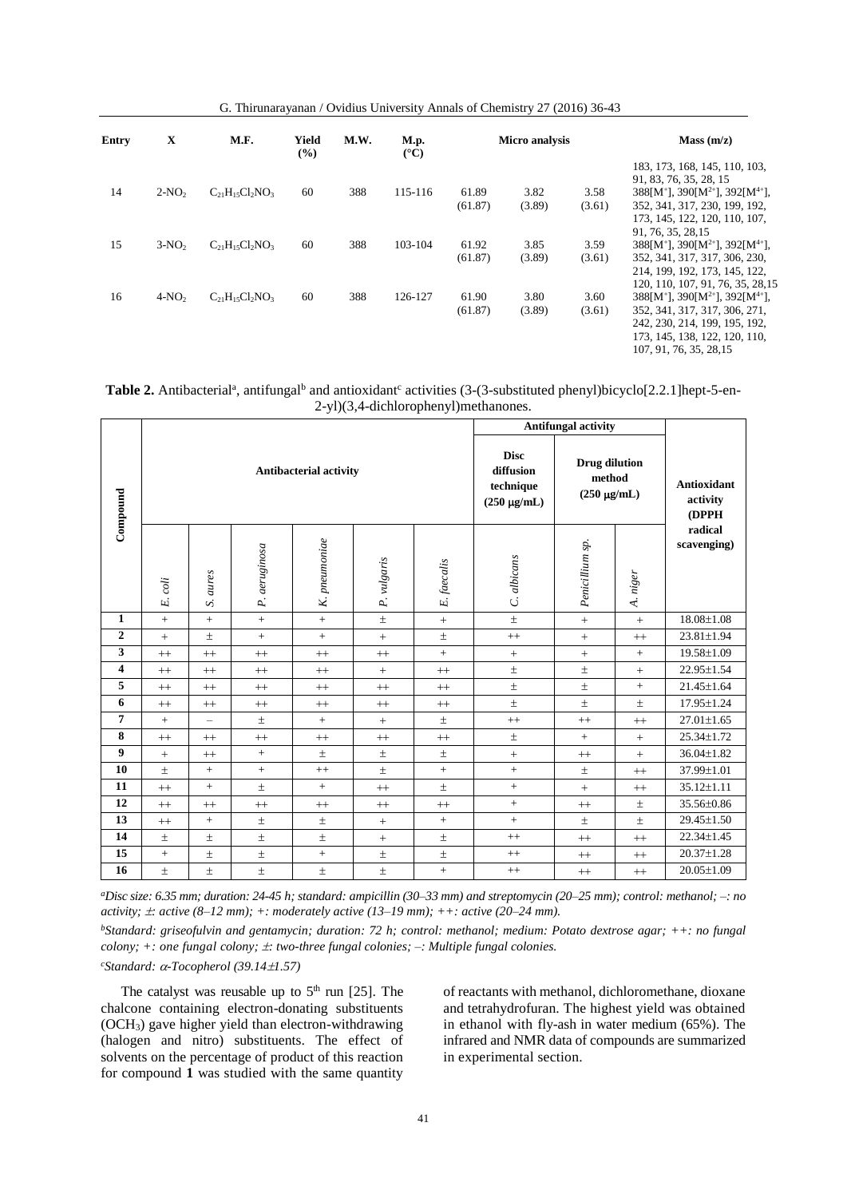| Entry | X | M.F. | Yield (%) | M.W. | M.p. (°C) | Micro analysis | | | Mass (m/z) |
|---|---|---|---|---|---|---|---|---|---|
| | | | | | | | | | 183, 173, 168, 145, 110, 103, 91, 83, 76, 35, 28, 15 |
| 14 | 2-$NO_2$ | $C_{21}H_{15}Cl_2NO_3$ | 60 | 388 | 115-116 | 61.89 (61.87) | 3.82 (3.89) | 3.58 (3.61) | 388[$M^+$], 390[$M^{2+}$], 392[$M^{4+}$], 352, 341, 317, 230, 199, 192, 173, 145, 122, 120, 110, 107, 91, 76, 35, 28,15 |
| 15 | 3-$NO_2$ | $C_{21}H_{15}Cl_2NO_3$ | 60 | 388 | 103-104 | 61.92 (61.87) | 3.85 (3.89) | 3.59 (3.61) | 388[$M^+$], 390[$M^{2+}$], 392[$M^{4+}$], 352, 341, 317, 317, 306, 230, 214, 199, 192, 173, 145, 122, 120, 110, 107, 91, 76, 35, 28,15 |
| 16 | 4-$NO_2$ | $C_{21}H_{15}Cl_2NO_3$ | 60 | 388 | 126-127 | 61.90 (61.87) | 3.80 (3.89) | 3.60 (3.61) | 388[$M^+$], 390[$M^{2+}$], 392[$M^{4+}$], 352, 341, 317, 317, 306, 271, 242, 230, 214, 199, 195, 192, 173, 145, 138, 122, 120, 110, 107, 91, 76, 35, 28,15 |

**Table 2.** Antibacterial[a], antifungal[b] and antioxidant[c] activities (3-(3-substituted phenyl)bicyclo[2.2.1]hept-5-en-2-yl)(3,4-dichlorophenyl)methanones.

| Compound | Antibacterial activity | | | | | | Antifungal activity | | | Antioxidant activity (DPPH radical scavenging) |
|---|---|---|---|---|---|---|---|---|---|---|
| | | | | | | | Disc diffusion technique (250 μg/mL) | Drug dilution method (250 μg/mL) | | |
| | *E. coli* | *S. aures* | *P. aeruginosa* | *K. pneumoniae* | *P. vulgaris* | *E. faecalis* | *C. albicans* | *Penicillium sp.* | *A. niger* | |
| **1** | + | + | + | + | ± | + | ± | + | + | 18.08±1.08 |
| **2** | + | ± | + | + | + | ± | ++ | + | ++ | 23.81±1.94 |
| **3** | ++ | ++ | ++ | ++ | ++ | + | + | + | + | 19.58±1.09 |
| **4** | ++ | ++ | ++ | ++ | + | ++ | ± | ± | + | 22.95±1.54 |
| **5** | ++ | ++ | ++ | ++ | ++ | ++ | ± | ± | + | 21.45±1.64 |
| **6** | ++ | ++ | ++ | ++ | ++ | ++ | ± | ± | ± | 17.95±1.24 |
| **7** | + | – | ± | + | + | ± | ++ | ++ | ++ | 27.01±1.65 |
| **8** | ++ | ++ | ++ | ++ | ++ | ++ | ± | + | + | 25.34±1.72 |
| **9** | + | ++ | + | ± | ± | ± | + | ++ | + | 36.04±1.82 |
| **10** | ± | + | + | ++ | ± | + | + | ± | ++ | 37.99±1.01 |
| **11** | ++ | + | ± | + | ++ | ± | + | + | ++ | 35.12±1.11 |
| **12** | ++ | ++ | ++ | ++ | ++ | ++ | + | ++ | ± | 35.56±0.86 |
| **13** | ++ | + | ± | ± | + | + | + | ± | ± | 29.45±1.50 |
| **14** | ± | ± | ± | ± | + | ± | ++ | ++ | ++ | 22.34±1.45 |
| **15** | + | ± | ± | + | ± | ± | ++ | ++ | ++ | 20.37±1.28 |
| **16** | ± | ± | ± | ± | ± | + | ++ | ++ | ++ | 20.05±1.09 |

[a] *Disc size: 6.35 mm; duration: 24-45 h; standard: ampicillin (30–33 mm) and streptomycin (20–25 mm); control: methanol; –: no activity; ±: active (8–12 mm); +: moderately active (13–19 mm); ++: active (20–24 mm).*

[b] *Standard: griseofulvin and gentamycin; duration: 72 h; control: methanol; medium: Potato dextrose agar; ++: no fungal colony; +: one fungal colony; ±: two-three fungal colonies; –: Multiple fungal colonies.*

[c] *Standard: α-Tocopherol (39.14±1.57)*

The catalyst was reusable up to 5th run [25]. The chalcone containing electron-donating substituents ($OCH_3$) gave higher yield than electron-withdrawing (halogen and nitro) substituents. The effect of solvents on the percentage of product of this reaction for compound **1** was studied with the same quantity of reactants with methanol, dichloromethane, dioxane and tetrahydrofuran. The highest yield was obtained in ethanol with fly-ash in water medium (65%). The infrared and NMR data of compounds are summarized in experimental section.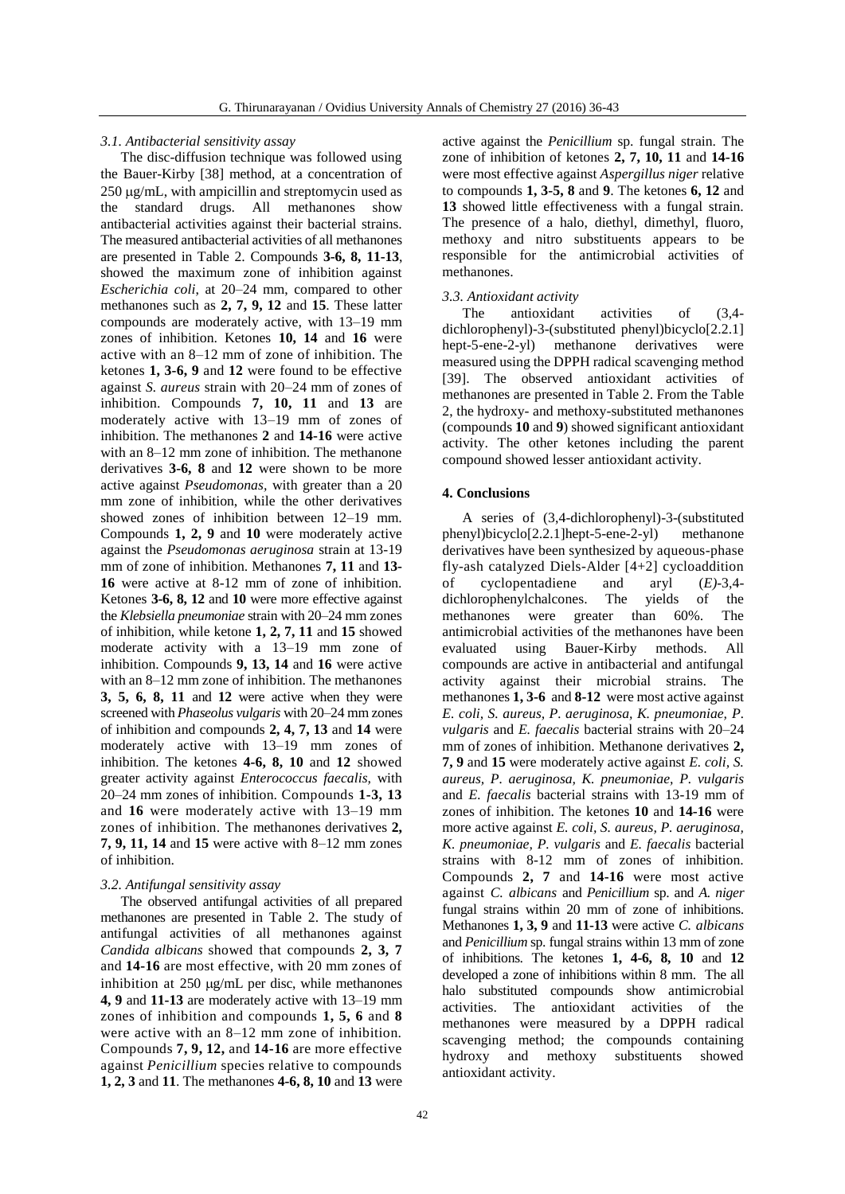### 3.1. Antibacterial sensitivity assay

The disc-diffusion technique was followed using the Bauer-Kirby [38] method, at a concentration of 250 μg/mL, with ampicillin and streptomycin used as the standard drugs. All methanones show antibacterial activities against their bacterial strains. The measured antibacterial activities of all methanones are presented in Table 2. Compounds **3-6, 8, 11-13**, showed the maximum zone of inhibition against *Escherichia coli*, at 20–24 mm, compared to other methanones such as **2, 7, 9, 12** and **15**. These latter compounds are moderately active, with 13–19 mm zones of inhibition. Ketones **10, 14** and **16** were active with an 8–12 mm of zone of inhibition. The ketones **1, 3-6, 9** and **12** were found to be effective against *S. aureus* strain with 20–24 mm of zones of inhibition. Compounds **7, 10, 11** and **13** are moderately active with 13–19 mm of zones of inhibition. The methanones **2** and **14-16** were active with an 8–12 mm zone of inhibition. The methanone derivatives **3-6, 8** and **12** were shown to be more active against *Pseudomonas*, with greater than a 20 mm zone of inhibition, while the other derivatives showed zones of inhibition between 12–19 mm. Compounds **1, 2, 9** and **10** were moderately active against the *Pseudomonas aeruginosa* strain at 13-19 mm of zone of inhibition. Methanones **7, 11** and **13-16** were active at 8-12 mm of zone of inhibition. Ketones **3-6, 8, 12** and **10** were more effective against the *Klebsiella pneumoniae* strain with 20–24 mm zones of inhibition, while ketone **1, 2, 7, 11** and **15** showed moderate activity with a 13–19 mm zone of inhibition. Compounds **9, 13, 14** and **16** were active with an 8–12 mm zone of inhibition. The methanones **3, 5, 6, 8, 11** and **12** were active when they were screened with *Phaseolus vulgaris* with 20–24 mm zones of inhibition and compounds **2, 4, 7, 13** and **14** were moderately active with 13–19 mm zones of inhibition. The ketones **4-6, 8, 10** and **12** showed greater activity against *Enterococcus faecalis*, with 20–24 mm zones of inhibition. Compounds **1-3, 13** and **16** were moderately active with 13–19 mm zones of inhibition. The methanones derivatives **2, 7, 9, 11, 14** and **15** were active with 8–12 mm zones of inhibition.

### 3.2. Antifungal sensitivity assay

The observed antifungal activities of all prepared methanones are presented in Table 2. The study of antifungal activities of all methanones against *Candida albicans* showed that compounds **2, 3, 7** and **14-16** are most effective, with 20 mm zones of inhibition at 250 μg/mL per disc, while methanones **4, 9** and **11-13** are moderately active with 13–19 mm zones of inhibition and compounds **1, 5, 6** and **8** were active with an 8–12 mm zone of inhibition. Compounds **7, 9, 12,** and **14-16** are more effective against *Penicillium* species relative to compounds **1, 2, 3** and **11**. The methanones **4-6, 8, 10** and **13** were active against the *Penicillium* sp. fungal strain. The zone of inhibition of ketones **2, 7, 10, 11** and **14-16** were most effective against *Aspergillus niger* relative to compounds **1, 3-5, 8** and **9**. The ketones **6, 12** and **13** showed little effectiveness with a fungal strain. The presence of a halo, diethyl, dimethyl, fluoro, methoxy and nitro substituents appears to be responsible for the antimicrobial activities of methanones.

### 3.3. Antioxidant activity

The antioxidant activities of (3,4-dichlorophenyl)-3-(substituted phenyl)bicyclo[2.2.1]hept-5-ene-2-yl) methanone derivatives were measured using the DPPH radical scavenging method [39]. The observed antioxidant activities of methanones are presented in Table 2. From the Table 2, the hydroxy- and methoxy-substituted methanones (compounds **10** and **9**) showed significant antioxidant activity. The other ketones including the parent compound showed lesser antioxidant activity.

## 4. Conclusions

A series of (3,4-dichlorophenyl)-3-(substituted phenyl)bicyclo[2.2.1]hept-5-ene-2-yl) methanone derivatives have been synthesized by aqueous-phase fly-ash catalyzed Diels-Alder [4+2] cycloaddition of cyclopentadiene and aryl (*E*)-3,4-dichlorophenylchalcones. The yields of the methanones were greater than 60%. The antimicrobial activities of the methanones have been evaluated using Bauer-Kirby methods. All compounds are active in antibacterial and antifungal activity against their microbial strains. The methanones **1, 3-6** and **8-12** were most active against *E. coli, S. aureus, P. aeruginosa, K. pneumoniae, P. vulgaris* and *E. faecalis* bacterial strains with 20–24 mm of zones of inhibition. Methanone derivatives **2, 7, 9** and **15** were moderately active against *E. coli, S. aureus, P. aeruginosa, K. pneumoniae, P. vulgaris* and *E. faecalis* bacterial strains with 13-19 mm of zones of inhibition. The ketones **10** and **14-16** were more active against *E. coli, S. aureus, P. aeruginosa, K. pneumoniae, P. vulgaris* and *E. faecalis* bacterial strains with 8-12 mm of zones of inhibition. Compounds **2, 7** and **14-16** were most active against *C. albicans* and *Penicillium* sp. and *A. niger* fungal strains within 20 mm of zone of inhibitions. Methanones **1, 3, 9** and **11-13** were active *C. albicans* and *Penicillium* sp. fungal strains within 13 mm of zone of inhibitions. The ketones **1, 4-6, 8, 10** and **12** developed a zone of inhibitions within 8 mm. The all halo substituted compounds show antimicrobial activities. The antioxidant activities of the methanones were measured by a DPPH radical scavenging method; the compounds containing hydroxy and methoxy substituents showed antioxidant activity.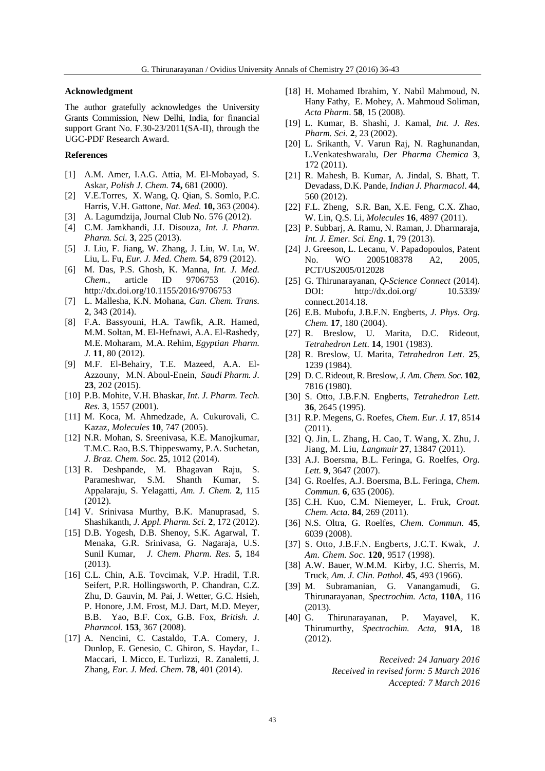### Acknowledgment

The author gratefully acknowledges the University Grants Commission, New Delhi, India, for financial support Grant No. F.30-23/2011(SA-II), through the UGC-PDF Research Award.

### References

[1] A.M. Amer, I.A.G. Attia, M. El-Mobayad, S. Askar, *Polish J. Chem.* **74,** 681 (2000).

[2] V.E.Torres, X. Wang, Q. Qian, S. Somlo, P.C. Harris, V.H. Gattone, *Nat. Med.* **10,** 363 (2004).

[3] A. Lagumdzija, Journal Club No. 576 (2012).

[4] C.M. Jamkhandi, J.I. Disouza, *Int. J. Pharm. Pharm. Sci.* **3**, 225 (2013).

[5] J. Liu, F. Jiang, W. Zhang, J. Liu, W. Lu, W. Liu, L. Fu, *Eur. J. Med. Chem.* **54**, 879 (2012).

[6] M. Das, P.S. Ghosh, K. Manna, *Int. J. Med. Chem.*, article ID 9706753 (2016). http://dx.doi.org/10.1155/2016/9706753

[7] L. Mallesha, K.N. Mohana, *Can. Chem. Trans.* **2**, 343 (2014).

[8] F.A. Bassyouni, H.A. Tawfik, A.R. Hamed, M.M. Soltan, M. El-Hefnawi, A.A. El-Rashedy, M.E. Moharam, M.A. Rehim, *Egyptian Pharm. J.* **11**, 80 (2012).

[9] M.F. El-Behairy, T.E. Mazeed, A.A. El-Azzouny, M.N. Aboul-Enein, *Saudi Pharm. J.* **23**, 202 (2015).

[10] P.B. Mohite, V.H. Bhaskar, *Int. J. Pharm. Tech. Res.* **3**, 1557 (2001).

[11] M. Koca, M. Ahmedzade, A. Cukurovali, C. Kazaz, *Molecules* **10**, 747 (2005).

[12] N.R. Mohan, S. Sreenivasa, K.E. Manojkumar, T.M.C. Rao, B.S. Thippeswamy, P.A. Suchetan, *J. Braz. Chem. Soc.* **25**, 1012 (2014).

[13] R. Deshpande, M. Bhagavan Raju, S. Parameshwar, S.M. Shanth Kumar, S. Appalaraju, S. Yelagatti, *Am. J. Chem.* **2**, 115 (2012).

[14] V. Srinivasa Murthy, B.K. Manuprasad, S. Shashikanth, *J. Appl. Pharm. Sci.* **2**, 172 (2012).

[15] D.B. Yogesh, D.B. Shenoy, S.K. Agarwal, T. Menaka, G.R. Srinivasa, G. Nagaraja, U.S. Sunil Kumar, *J. Chem. Pharm. Res.* **5**, 184 (2013).

[16] C.L. Chin, A.E. Tovcimak, V.P. Hradil, T.R. Seifert, P.R. Hollingsworth, P. Chandran, C.Z. Zhu, D. Gauvin, M. Pai, J. Wetter, G.C. Hsieh, P. Honore, J.M. Frost, M.J. Dart, M.D. Meyer, B.B. Yao, B.F. Cox, G.B. Fox, *British. J. Pharmcol*. **153**, 367 (2008).

[17] A. Nencini, C. Castaldo, T.A. Comery, J. Dunlop, E. Genesio, C. Ghiron, S. Haydar, L. Maccari, I. Micco, E. Turlizzi, R. Zanaletti, J. Zhang, *Eur. J. Med. Chem*. **78**, 401 (2014).

[18] H. Mohamed Ibrahim, Y. Nabil Mahmoud, N. Hany Fathy, E. Mohey, A. Mahmoud Soliman, *Acta Pharm*. **58**, 15 (2008).

[19] L. Kumar, B. Shashi, J. Kamal, *Int. J. Res. Pharm. Sci*. **2**, 23 (2002).

[20] L. Srikanth, V. Varun Raj, N. Raghunandan, L.Venkateshwaralu, *Der Pharma Chemica* **3**, 172 (2011).

[21] R. Mahesh, B. Kumar, A. Jindal, S. Bhatt, T. Devadass, D.K. Pande, *Indian J. Pharmacol*. **44**, 560 (2012).

[22] F.L. Zheng, S.R. Ban, X.E. Feng, C.X. Zhao, W. Lin, Q.S. Li, *Molecules* **16**, 4897 (2011).

[23] P. Subbarj, A. Ramu, N. Raman, J. Dharmaraja, *Int. J. Emer. Sci. Eng*. **1**, 79 (2013).

[24] J. Greeson, L. Lecanu, V. Papadopoulos, Patent No. WO 2005108378 A2, 2005, PCT/US2005/012028

[25] G. Thirunarayanan, *Q-Science Connect* (2014). DOI: http://dx.doi.org/ 10.5339/ connect.2014.18.

[26] E.B. Mubofu, J.B.F.N. Engberts, *J. Phys. Org. Chem.* **17**, 180 (2004).

[27] R. Breslow, U. Marita, D.C. Rideout, *Tetrahedron Lett*. **14**, 1901 (1983).

[28] R. Breslow, U. Marita, *Tetrahedron Lett*. **25**, 1239 (1984).

[29] D. C. Rideout, R. Breslow, *J. Am. Chem. Soc.* **102**, 7816 (1980).

[30] S. Otto, J.B.F.N. Engberts, *Tetrahedron Lett*. **36**, 2645 (1995).

[31] R.P. Megens, G. Roefes, *Chem. Eur. J.* **17**, 8514 (2011).

[32] Q. Jin, L. Zhang, H. Cao, T. Wang, X. Zhu, J. Jiang, M. Liu, *Langmuir* **27**, 13847 (2011).

[33] A.J. Boersma, B.L. Feringa, G. Roelfes, *Org. Lett.* **9**, 3647 (2007).

[34] G. Roelfes, A.J. Boersma, B.L. Feringa, *Chem. Commun.* **6**, 635 (2006).

[35] C.H. Kuo, C.M. Niemeyer, L. Fruk, *Croat. Chem. Acta.* **84**, 269 (2011).

[36] N.S. Oltra, G. Roelfes, *Chem. Commun.* **45**, 6039 (2008).

[37] S. Otto, J.B.F.N. Engberts, J.C.T. Kwak, *J. Am. Chem. Soc*. **120**, 9517 (1998).

[38] A.W. Bauer, W.M.M. Kirby, J.C. Sherris, M. Truck, *Am. J. Clin. Pathol.* **45**, 493 (1966).

[39] M. Subramanian, G. Vanangamudi, G. Thirunarayanan, *Spectrochim. Acta*, **110A**, 116 (2013).

[40] G. Thirunarayanan, P. Mayavel, K. Thirumurthy, *Spectrochim. Acta*, **91A**, 18 (2012).

*Received: 24 January 2016*
*Received in revised form: 5 March 2016*
*Accepted: 7 March 2016*